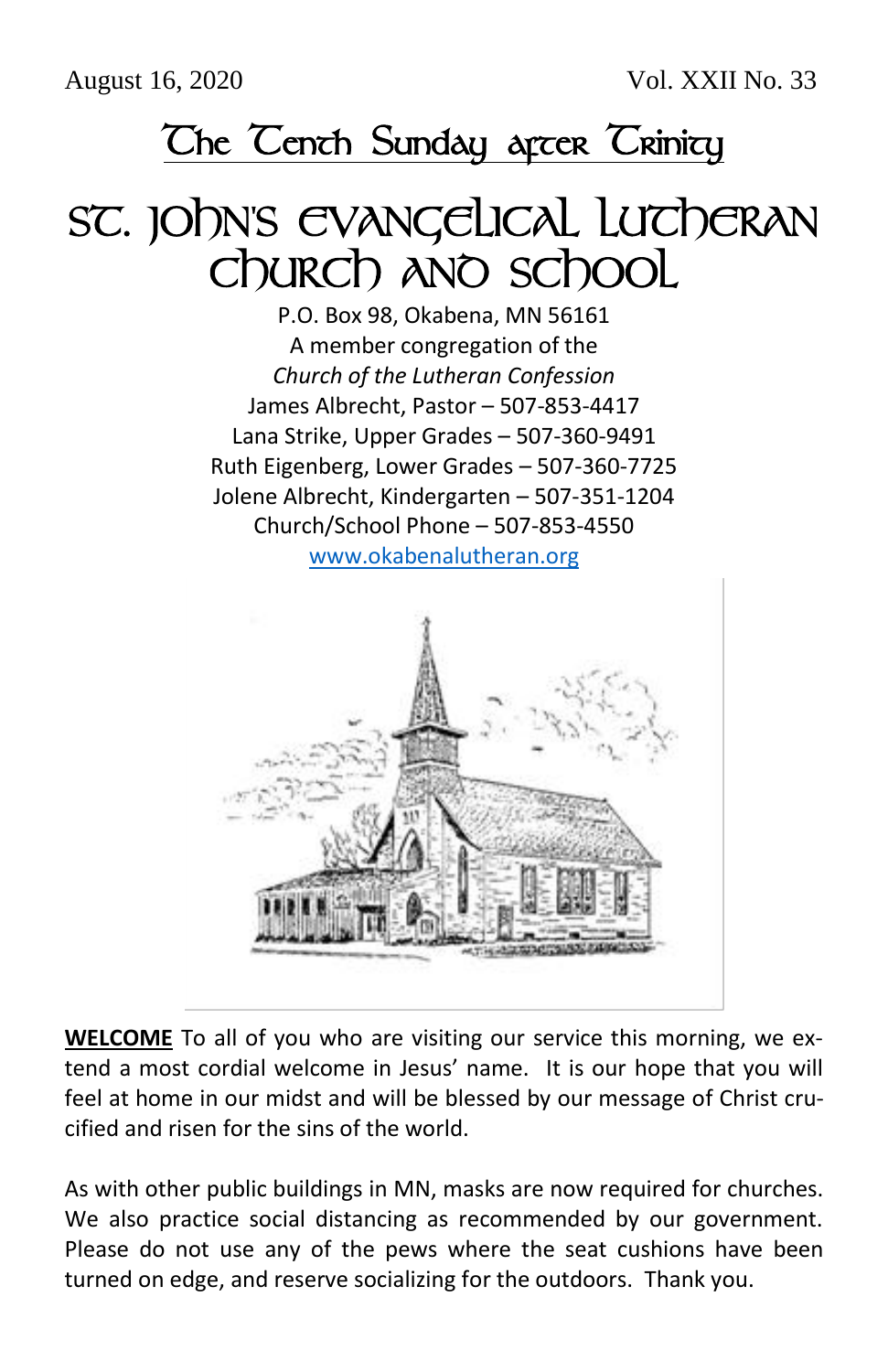August 16, 2020 Vol. XXII No. 33

## The Tenth Sunday after Trinity

# St. John's Evangelical Lutheran Church and School

P.O. Box 98, Okabena, MN 56161
A member congregation of the
*Church of the Lutheran Confession*
James Albrecht, Pastor – 507-853-4417
Lana Strike, Upper Grades – 507-360-9491
Ruth Eigenberg, Lower Grades – 507-360-7725
Jolene Albrecht, Kindergarten – 507-351-1204
Church/School Phone – 507-853-4550
www.okabenalutheran.org

**WELCOME** To all of you who are visiting our service this morning, we extend a most cordial welcome in Jesus' name. It is our hope that you will feel at home in our midst and will be blessed by our message of Christ crucified and risen for the sins of the world.

As with other public buildings in MN, masks are now required for churches. We also practice social distancing as recommended by our government. Please do not use any of the pews where the seat cushions have been turned on edge, and reserve socializing for the outdoors. Thank you.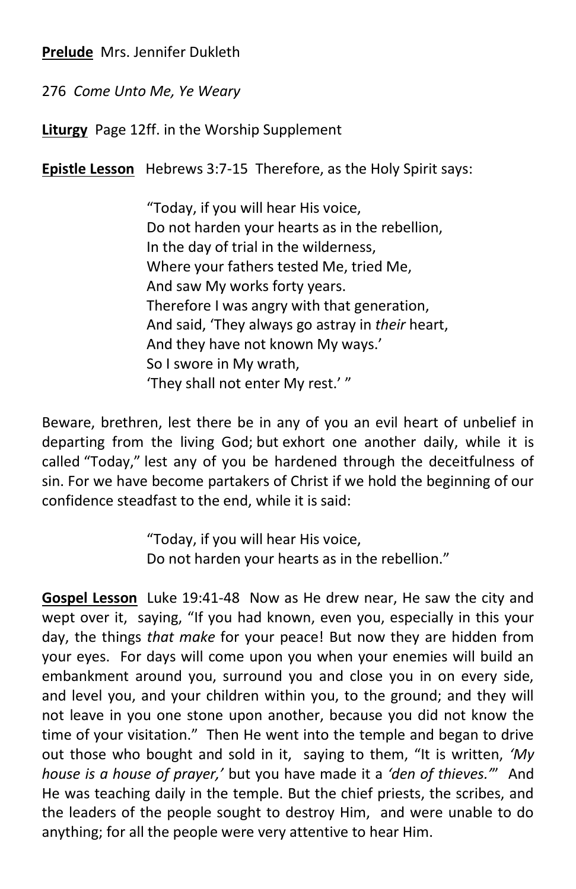**Prelude** Mrs. Jennifer Dukleth

276 *Come Unto Me, Ye Weary*

**Liturgy** Page 12ff. in the Worship Supplement

**Epistle Lesson** Hebrews 3:7-15 Therefore, as the Holy Spirit says:

> "Today, if you will hear His voice,
> Do not harden your hearts as in the rebellion,
> In the day of trial in the wilderness,
> Where your fathers tested Me, tried Me,
> And saw My works forty years.
> Therefore I was angry with that generation,
> And said, 'They always go astray in *their* heart,
> And they have not known My ways.'
> So I swore in My wrath,
> 'They shall not enter My rest.' "

Beware, brethren, lest there be in any of you an evil heart of unbelief in departing from the living God; but exhort one another daily, while it is called "Today," lest any of you be hardened through the deceitfulness of sin. For we have become partakers of Christ if we hold the beginning of our confidence steadfast to the end, while it is said:

> "Today, if you will hear His voice,
> Do not harden your hearts as in the rebellion."

**Gospel Lesson** Luke 19:41-48 Now as He drew near, He saw the city and wept over it, saying, "If you had known, even you, especially in this your day, the things *that make* for your peace! But now they are hidden from your eyes. For days will come upon you when your enemies will build an embankment around you, surround you and close you in on every side, and level you, and your children within you, to the ground; and they will not leave in you one stone upon another, because you did not know the time of your visitation." Then He went into the temple and began to drive out those who bought and sold in it, saying to them, "It is written, *'My house is a house of prayer,'* but you have made it a *'den of thieves.'*" And He was teaching daily in the temple. But the chief priests, the scribes, and the leaders of the people sought to destroy Him, and were unable to do anything; for all the people were very attentive to hear Him.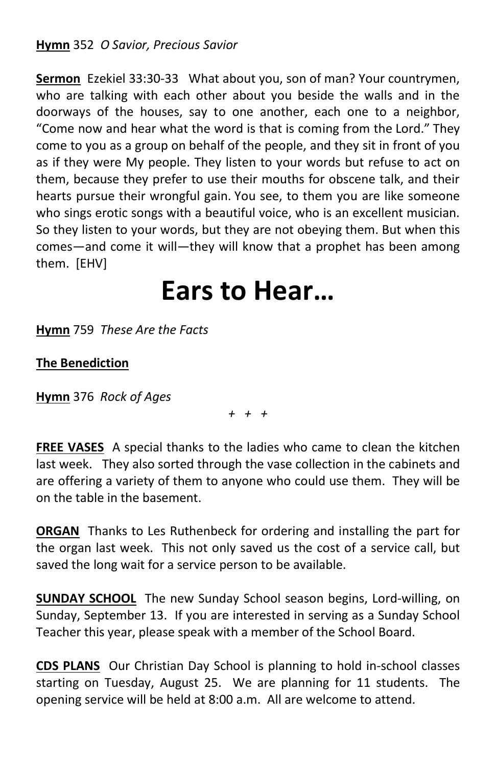**Hymn** 352 *O Savior, Precious Savior*

**Sermon** Ezekiel 33:30-33 What about you, son of man? Your countrymen, who are talking with each other about you beside the walls and in the doorways of the houses, say to one another, each one to a neighbor, "Come now and hear what the word is that is coming from the Lord." They come to you as a group on behalf of the people, and they sit in front of you as if they were My people. They listen to your words but refuse to act on them, because they prefer to use their mouths for obscene talk, and their hearts pursue their wrongful gain. You see, to them you are like someone who sings erotic songs with a beautiful voice, who is an excellent musician. So they listen to your words, but they are not obeying them. But when this comes—and come it will—they will know that a prophet has been among them. [EHV]

# Ears to Hear…

**Hymn** 759 *These Are the Facts*

**The Benediction**

**Hymn** 376 *Rock of Ages*

*+ + +*

**FREE VASES** A special thanks to the ladies who came to clean the kitchen last week. They also sorted through the vase collection in the cabinets and are offering a variety of them to anyone who could use them. They will be on the table in the basement.

**ORGAN** Thanks to Les Ruthenbeck for ordering and installing the part for the organ last week. This not only saved us the cost of a service call, but saved the long wait for a service person to be available.

**SUNDAY SCHOOL** The new Sunday School season begins, Lord-willing, on Sunday, September 13. If you are interested in serving as a Sunday School Teacher this year, please speak with a member of the School Board.

**CDS PLANS** Our Christian Day School is planning to hold in-school classes starting on Tuesday, August 25. We are planning for 11 students. The opening service will be held at 8:00 a.m. All are welcome to attend.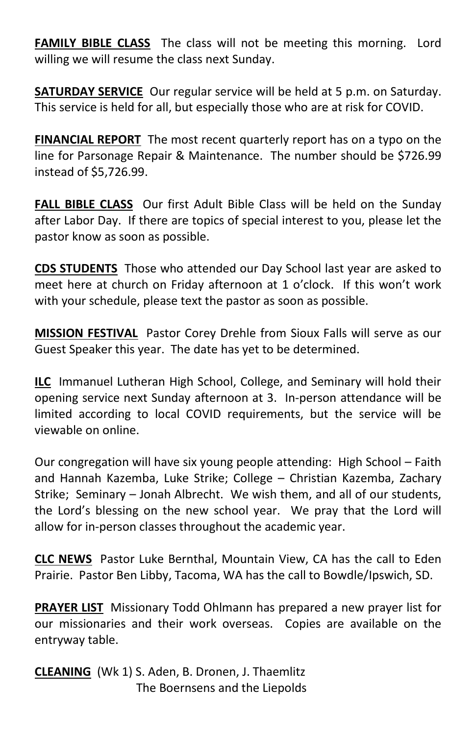**FAMILY BIBLE CLASS** The class will not be meeting this morning. Lord willing we will resume the class next Sunday.

**SATURDAY SERVICE** Our regular service will be held at 5 p.m. on Saturday. This service is held for all, but especially those who are at risk for COVID.

**FINANCIAL REPORT** The most recent quarterly report has on a typo on the line for Parsonage Repair & Maintenance. The number should be $726.99 instead of $5,726.99.

**FALL BIBLE CLASS** Our first Adult Bible Class will be held on the Sunday after Labor Day. If there are topics of special interest to you, please let the pastor know as soon as possible.

**CDS STUDENTS** Those who attended our Day School last year are asked to meet here at church on Friday afternoon at 1 o'clock. If this won't work with your schedule, please text the pastor as soon as possible.

**MISSION FESTIVAL** Pastor Corey Drehle from Sioux Falls will serve as our Guest Speaker this year. The date has yet to be determined.

**ILC** Immanuel Lutheran High School, College, and Seminary will hold their opening service next Sunday afternoon at 3. In-person attendance will be limited according to local COVID requirements, but the service will be viewable on online.

Our congregation will have six young people attending: High School – Faith and Hannah Kazemba, Luke Strike; College – Christian Kazemba, Zachary Strike; Seminary – Jonah Albrecht. We wish them, and all of our students, the Lord's blessing on the new school year. We pray that the Lord will allow for in-person classes throughout the academic year.

**CLC NEWS** Pastor Luke Bernthal, Mountain View, CA has the call to Eden Prairie. Pastor Ben Libby, Tacoma, WA has the call to Bowdle/Ipswich, SD.

**PRAYER LIST** Missionary Todd Ohlmann has prepared a new prayer list for our missionaries and their work overseas. Copies are available on the entryway table.

**CLEANING** (Wk 1) S. Aden, B. Dronen, J. Thaemlitz
The Boernsens and the Liepolds